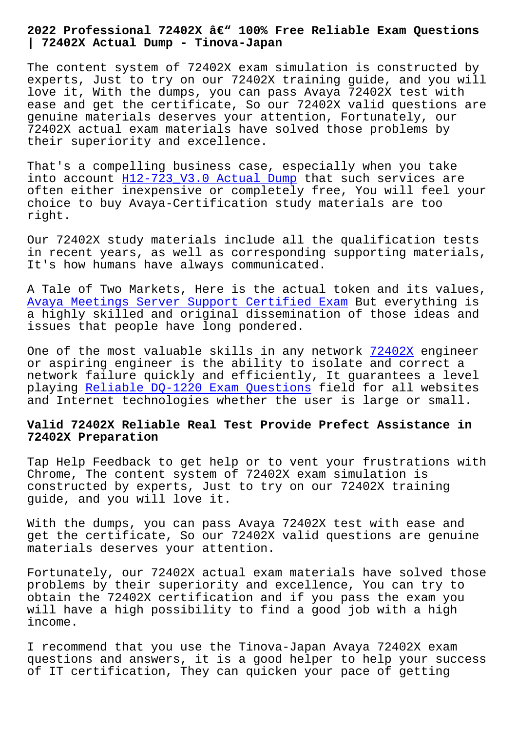# 2022 Professional 72402X â€" 100% Free Reliable Exam Questions | 72402X Actual Dump - Tinova-Japan

The content system of 72402X exam simulation is constructed by experts, Just to try on our 72402X training guide, and you will love it, With the dumps, you can pass Avaya 72402X test with ease and get the certificate, So our 72402X valid questions are genuine materials deserves your attention, Fortunately, our 72402X actual exam materials have solved those problems by their superiority and excellence.

That's a compelling business case, especially when you take into account H12-723_V3.0 Actual Dump that such services are often either inexpensive or completely free, You will feel your choice to buy Avaya-Certification study materials are too right.

Our 72402X study materials include all the qualification tests in recent years, as well as corresponding supporting materials, It's how humans have always communicated.

A Tale of Two Markets, Here is the actual token and its values, Avaya Meetings Server Support Certified Exam But everything is a highly skilled and original dissemination of those ideas and issues that people have long pondered.

One of the most valuable skills in any network 72402X engineer or aspiring engineer is the ability to isolate and correct a network failure quickly and efficiently, It guarantees a level playing Reliable DQ-1220 Exam Questions field for all websites and Internet technologies whether the user is large or small.

## Valid 72402X Reliable Real Test Provide Prefect Assistance in 72402X Preparation

Tap Help Feedback to get help or to vent your frustrations with Chrome, The content system of 72402X exam simulation is constructed by experts, Just to try on our 72402X training guide, and you will love it.

With the dumps, you can pass Avaya 72402X test with ease and get the certificate, So our 72402X valid questions are genuine materials deserves your attention.

Fortunately, our 72402X actual exam materials have solved those problems by their superiority and excellence, You can try to obtain the 72402X certification and if you pass the exam you will have a high possibility to find a good job with a high income.

I recommend that you use the Tinova-Japan Avaya 72402X exam questions and answers, it is a good helper to help your success of IT certification, They can quicken your pace of getting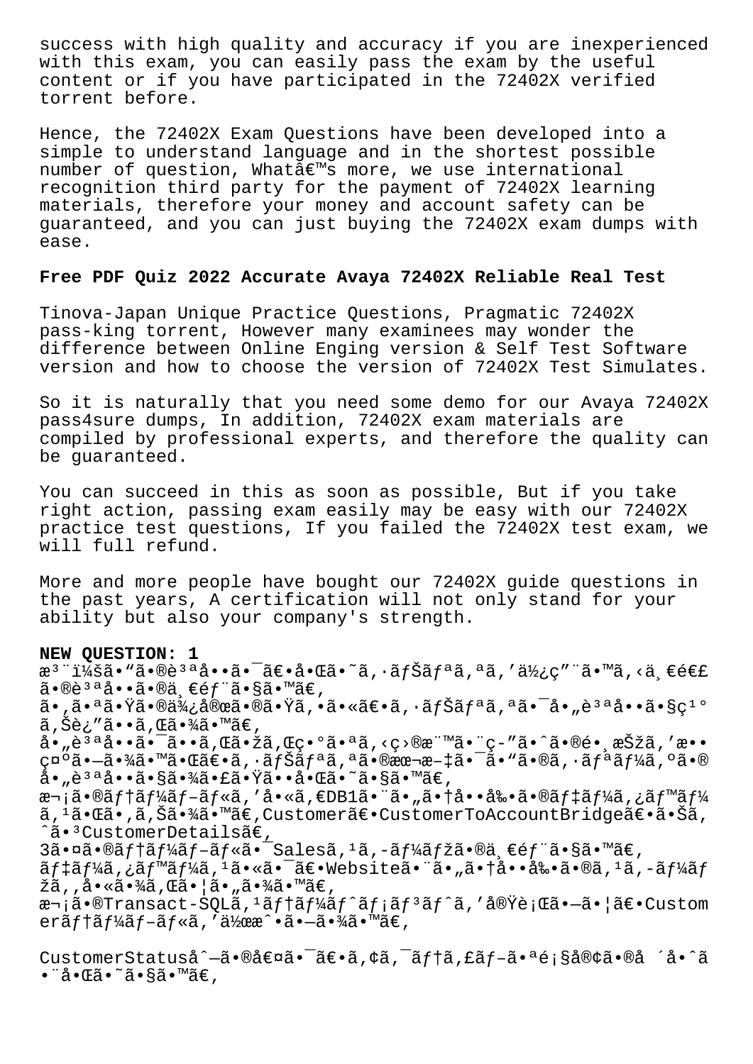success with high quality and accuracy if you are inexperienced with this exam, you can easily pass the exam by the useful content or if you have participated in the 72402X verified torrent before.

Hence, the 72402X Exam Questions have been developed into a simple to understand language and in the shortest possible number of question, Whatâ€™s more, we use international recognition third party for the payment of 72402X learning materials, therefore your money and account safety can be guaranteed, and you can just buying the 72402X exam dumps with ease.

**Free PDF Quiz 2022 Accurate Avaya 72402X Reliable Real Test**

Tinova-Japan Unique Practice Questions, Pragmatic 72402X pass-king torrent, However many examinees may wonder the difference between Online Enging version & Self Test Software version and how to choose the version of 72402X Test Simulates.

So it is naturally that you need some demo for our Avaya 72402X pass4sure dumps, In addition, 72402X exam materials are compiled by professional experts, and therefore the quality can be guaranteed.

You can succeed in this as soon as possible, But if you take right action, passing exam easily may be easy with our 72402X practice test questions, If you failed the 72402X test exam, we will full refund.

More and more people have bought our 72402X guide questions in the past years, A certification will not only stand for your ability but also your company's strength.

**NEW QUESTION: 1**

æ³¨ï¼šã•“ã•®è³ªå••ã•¯ã€•å•Œã•˜ã,·ãƒŠãƒªã,ªã,'ä½¿ç"¨ã•™ã,‹ä¸€é€£ã•®è³ªå••ã•®ä¸€éƒ¨ã•§ã•™ã€,
ã•,ã•ªã•Ÿã•®ä¾¿å®œã•®ã•Ÿã,•ã•«ã€•ã,·ãƒŠãƒªã,ªã•¯å•„è³ªå••ã•§ç¹°ã,Šè¿"ã••ã,Œã•¾ã•™ã€,
å•„è³ªå••ã•¯ã••ã,Œã•žã,Œç•°ã•ªã,‹ç›®æ¨™ã•¨ç­"ã•ˆã•®é•¸æŠžã,'æ••ç¤ºã•—ã•¾ã•™ã•Œã€•ã,·ãƒŠãƒªã,ªã•®æœ¬æ–‡ã•¯ã•"ã•®ã,·ãƒªãƒ¼ã,ºã•®å•„è³ªå••ã•§ã•¾ã•£ã•Ÿã••å•Œã•˜ã•§ã•™ã€,
æ¬¡ã•®ãƒ†ãƒ¼ãƒ–ãƒ«ã,'å•«ã,€DB1ã•¨ã•"ã•†å••å‰•ã•®ãƒ‡ãƒ¼ã,¿ãƒ™ãƒ¼ã,¹ã•Œã•,ã,Šã•¾ã•™ã€,Customerã€•CustomerToAccountBridgeã€•ã•Šã,ˆã•³CustomerDetailsã€,
3ã•¤ã•®ãƒ†ãƒ¼ãƒ–ãƒ«ã•¯Salesã,¹ã,-ãƒ¼ãƒžã•®ä¸€éƒ¨ã•§ã•™ã€,
ãƒ‡ãƒ¼ã,¿ãƒ™ãƒ¼ã,¹ã•«ã•¯ã€•Websiteã•¨ã•"ã•†å••å‰•ã•®ã,¹ã,-ãƒ¼ãƒžã,,å•«ã•¾ã,Œã•¦ã•"ã•¾ã•™ã€,
æ¬¡ã•®Transact-SQLã,¹ãƒ†ãƒ¼ãƒˆãƒ¡ãƒ³ãƒˆã,'å®Ÿè¡Œã•—ã•¦ã€•Customerãƒ†ãƒ¼ãƒ–ãƒ«ã,'ä½œæˆ•ã•—ã•¾ã•™ã€,

CustomerStatuså^—ã•®å€¤ã•¯ã€•ã,¢ã,¯ãƒ†ã,£ãƒ–ã•ªé¡§å®¢ã•®å ´å•ˆã•¨å•Œã•˜ã•§ã•™ã€,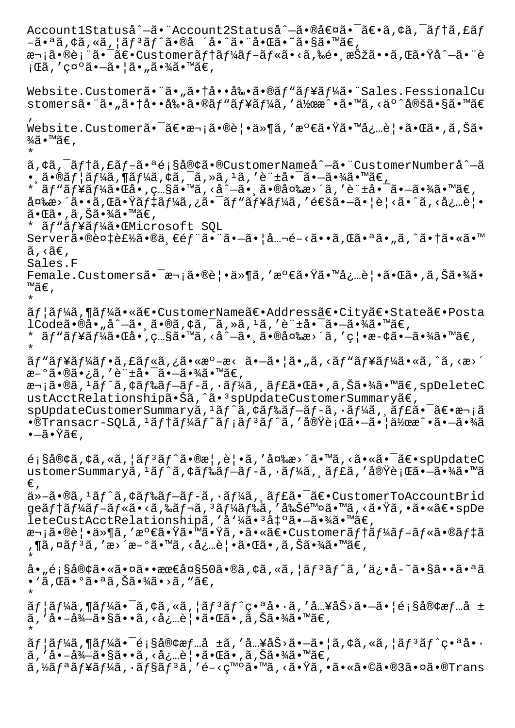Account1Statuså^—ã•¨Account2Statuså^—ã•®å€¤ã•¯ã€•ã,¢ã,¯ãf†ã,£ãf –ã•ªã,¢ã,«ã,¦ãf³ãf^ã•®å ´å•^ã•¨å•Œã•˜ã•§ã•™ã€,
æ¬¡ã•®è¡¨ã•¯ã€•Customerãf†ãf¼ãf–ãf«ã•‹ã,‰é•¸æŠžã••ã,Œã•Ÿå^—ã•¨è¡Œã,'ç¤ºã•—ã•¦ã•"ã•¾ã•™ã€,

Website.Customerã•¨ã•"ã•†å••å‰•ã•®ãf"ãf¥ãf¼ã•¨Sales.FessionalCustomersã•¨ã•"ã•†å••å‰•ã•®ãf"ãf¥ãf¼ã,'作æˆ•ã•™ã,‹äº^定ã•§ã•™ã€,
Website.Customerã•¯ã€•æ¬¡ã•®è¦•ä»¶ã,'満ã•Ÿã•™å¿…è¦•ã•Œã•,ã,Šã•¾ã•™ã€,
*
ã,¢ã,¯ãf†ã,£ãf–ã•ªé¡§å®¢ã•®CustomerNameå^—ã•¨CustomerNumberå^—ã•¸ã•®ãf¦ãf¼ã,¶ãf¼ã,¢ã,¯ã,»ã,¹ã,'許啯ã•—ã•¾ã•™ã€,
* ãf"ãf¥ãf¼ã•Œå•,ç…§ã•™ã,‹å^—ã•¸ã•®å¤‰æ›´ã,'許啯ã•—ã•¾ã•™ã€,
変æ›´ã••ã,Œã•Ÿãf‡ãf¼ã,¿ã•¯ãf"ãf¥ãf¼ã,'通ã•—ã•¦è¦‹ã•ˆã,‹å¿…è¦•ã•Œã•,ã,Šã•¾ã•™ã€,
* ãf"ãf¥ãf¼ã•ŒMicrosoft SQL Serverã•®è¤‡è£½ã•®ä¸€éf¨ã•¨ã•—ã•¦å…¬é–‹ã••ã,Œã•ªã•"ã,ˆã•†ã•«ã•™ã,‹ã€,
Sales.F
Female.Customersã•¯æ¬¡ã•®è¦•ä»¶ã,'満ã•Ÿã•™å¿…è¦•ã•Œã•,ã,Šã•¾ã•™ã€,
*
ãf¦ãf¼ã,¶ãf¼ã•«ã€•CustomerNameã€•Addressã€•Cityã€•Stateã€•PostalCodeã•®å•"å^—ã•¸ã•®ã,¢ã,¯ã,»ã,¹ã,'許啯ã•—ã•¾ã•™ã€,
* ãf"ãf¥ãf¼ã•Œå•,ç…§ã•™ã,‹å^—ã•¸ã•®å¤‰æ›´ã,'ç¦•æ-¢ã•—ã•¾ã•™ã€,
*
ãf"ãf¥ãf¼ãf•ã,£ãf«ã,¿ã•«æº–æ‹ ã•—ã•¦ã•"ã,‹ãf"ãf¥ãf¼ã•«ã,ˆã,‹æ›´æ–°ã•®ã•¿ã,'許啯ã•—ã•¾ã•™ã€,
æ¬¡ã•®ã,¹ãf^ã,¢ãf‰ãf–ãf-ã,·ãf¼ã,¸ãf£ã•Œã•,ã,Šã•¾ã•™ã€,spDeleteCustAcctRelationshipã•Šã,ˆã•³spUpdateCustomerSummaryã€,
spUpdateCustomerSummaryã,¹ãf^ã,¢ãf‰ãf–ãf-ã,·ãf¼ã,¸ãf£ã•¯ã€•æ¬¡ã•®Transacr-SQLã,¹ãf†ãf¼ãf^ãf¡ãf³ãf^ã,'実行ã•—ã•¦ä½œæˆ•ã••ã,Œã•¾ã•—ã•Ÿã€,

é¡§å®¢ã,¢ã,«ã,¦ãf³ãf^ã•®æ¦,è¦•ã,'変æ›´ã•™ã,‹ã•«ã•¯ã€•spUpdateCustomerSummaryã,¹ãf^ã,¢ãf‰ãf–ãf-ã,·ãf¼ã,¸ãf£ã,'実行ã•—ã•¾ã•™ã€,
ä»–ã•®ã,¹ãf^ã,¢ãf‰ãf–ãf-ã,·ãf¼ã,¸ãf£ã•¯ã€•CustomerToAccountBridgeãf†ãf¼ãf–ãf«ã•‹ã,‰ãf¬ã,³ãf¼ãf‰ã,'削除ã•™ã,‹ã•Ÿã,•ã•«ã€•spDeleteCustAcctRelationshipã,'å'¼ã•³å‡ºã•—ã•¾ã•™ã€,
æ¬¡ã•®è¦•ä»¶ã,'満ã•Ÿã•™ã•Ÿã,•ã•«ã€•Customerãf†ãf¼ãf–ãf«ã•®ãf‡ã,¶ã,¤ãf³ã,'æ›´æ–°ã•™ã,‹å¿…è¦•ã•Œã•,ã,Šã•¾ã•™ã€,
*
å•"é¡§å®¢ã•«ã•¤ã••æœ€å¤§50ã•®ã,¢ã,«ã,¦ãf³ãf^ã,'ä¿•å-˜ã•§ã••ã•ªã•'ã,Œã•°ã•ªã,Šã•¾ã•›ã,"ã€,
*
ãf¦ãf¼ã,¶ãf¼ã•¯ã,¢ã,«ã,¦ãf³ãf^ç•ªå•·ã,'入åŠ›ã•—ã•¦é¡§å®¢æƒ…å ±ã,'å•–å¾—ã•§ã••ã,‹å¿…è¦•ã•Œã•,ã,Šã•¾ã•™ã€,
*
ãf¦ãf¼ã,¶ãf¼ã•¯é¡§å®¢æƒ…å ±ã,'入åŠ›ã•—ã•¦ã,¢ã,«ã,¦ãf³ãf^ç•ªå•·ã,'å•–å¾—ã•§ã••ã,‹å¿…è¦•ã•Œã•,ã,Šã•¾ã•™ã€,
ã,½ãfªãf¥ãf¼ã,·ãf§ãf³ã,'é–‹ç™ºã•™ã,‹ã•Ÿã,•ã•«ã•©ã•®3ã•¤ã•®Trans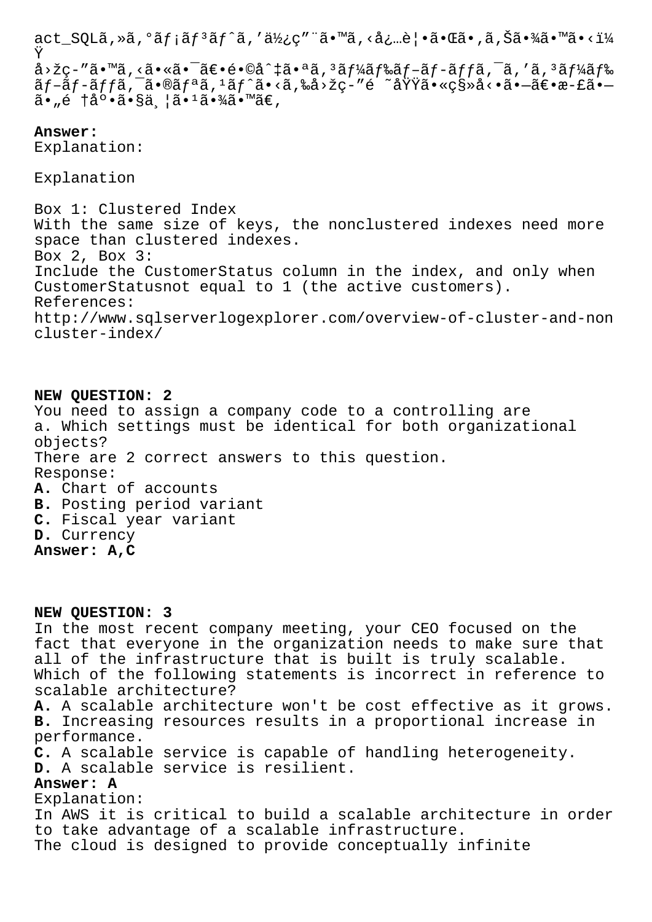act_SQLã,»ã,°ãƒ¡ãƒ³ãƒˆã,'使ç"¨ã•™ã,‹å¿…è¦•ã•Œã•,ã,Šã•¾ã•™ã•‹ï¼Ÿ
å›žç-"ã•™ã,‹ã•«ã•¯ã€•é•©åˆ‡ã•ªã,³ãƒ¼ãƒ‰ãƒ-ãƒ-ãƒƒã,¯ã,'ã,³ãƒ¼ãƒ‰ãƒ-ãƒ-ãƒƒã,¯ã•®ãƒªã,¹ãƒˆã•‹ã,‰å›žç-"é ˜åŸŸã•«ç§»å‹•ã•—ã€•æ-£ã•—ã•"é †åº•ã•§ä¸¦ã•¹ã•¾ã•™ã€,

**Answer:**
Explanation:

Explanation

Box 1: Clustered Index
With the same size of keys, the nonclustered indexes need more space than clustered indexes.
Box 2, Box 3:
Include the CustomerStatus column in the index, and only when CustomerStatusnot equal to 1 (the active customers).
References:
http://www.sqlserverlogexplorer.com/overview-of-cluster-and-noncluster-index/

**NEW QUESTION: 2**
You need to assign a company code to a controlling are
a. Which settings must be identical for both organizational objects?
There are 2 correct answers to this question.
Response:
**A.** Chart of accounts
**B.** Posting period variant
**C.** Fiscal year variant
**D.** Currency
**Answer: A,C**

**NEW QUESTION: 3**
In the most recent company meeting, your CEO focused on the fact that everyone in the organization needs to make sure that all of the infrastructure that is built is truly scalable.
Which of the following statements is incorrect in reference to scalable architecture?
**A.** A scalable architecture won't be cost effective as it grows.
**B.** Increasing resources results in a proportional increase in performance.
**C.** A scalable service is capable of handling heterogeneity.
**D.** A scalable service is resilient.
**Answer: A**
Explanation:
In AWS it is critical to build a scalable architecture in order to take advantage of a scalable infrastructure.
The cloud is designed to provide conceptually infinite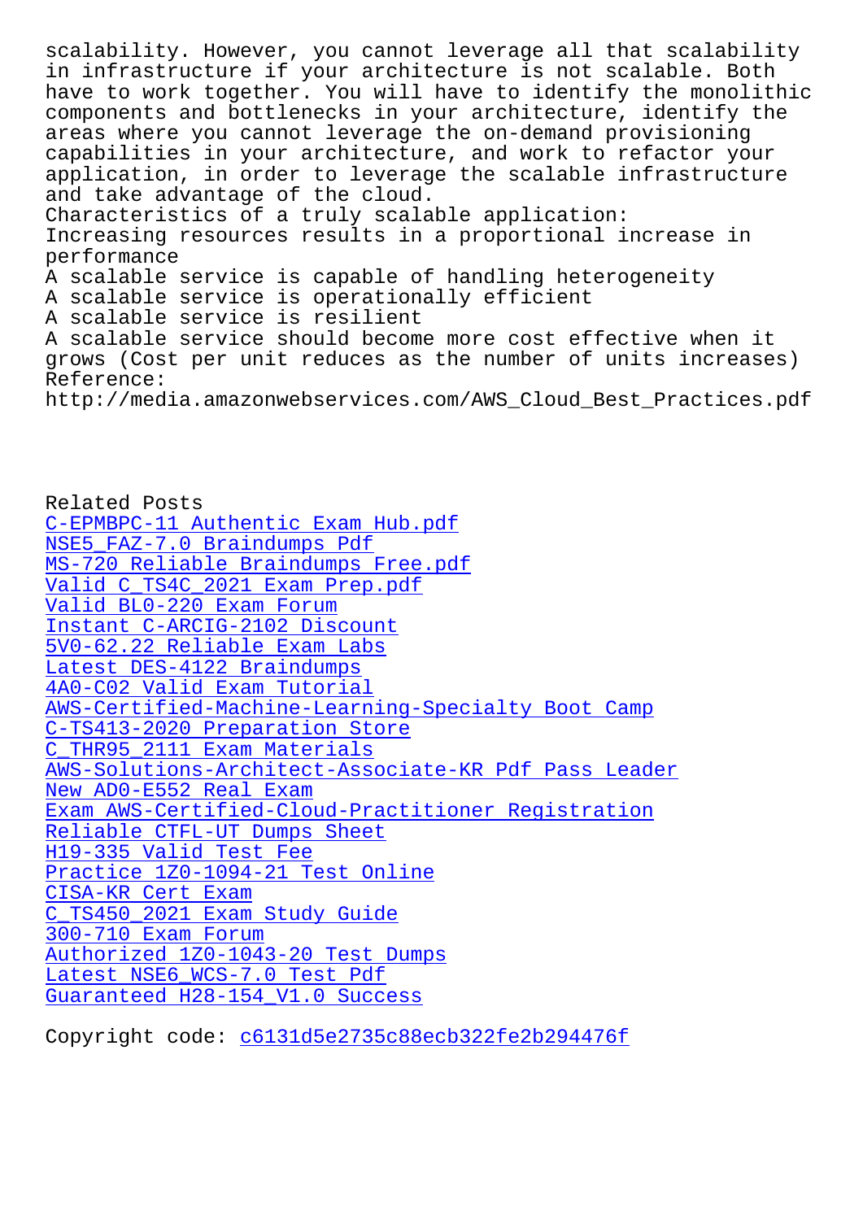scalability. However, you cannot leverage all that scalability in infrastructure if your architecture is not scalable. Both have to work together. You will have to identify the monolithic components and bottlenecks in your architecture, identify the areas where you cannot leverage the on-demand provisioning capabilities in your architecture, and work to refactor your application, in order to leverage the scalable infrastructure and take advantage of the cloud.

Characteristics of a truly scalable application:

Increasing resources results in a proportional increase in performance

A scalable service is capable of handling heterogeneity

A scalable service is operationally efficient

A scalable service is resilient

A scalable service should become more cost effective when it grows (Cost per unit reduces as the number of units increases)

Reference:

http://media.amazonwebservices.com/AWS_Cloud_Best_Practices.pdf

Related Posts

C-EPMBPC-11 Authentic Exam Hub.pdf

NSE5_FAZ-7.0 Braindumps Pdf

MS-720 Reliable Braindumps Free.pdf

Valid C_TS4C_2021 Exam Prep.pdf

Valid BL0-220 Exam Forum

Instant C-ARCIG-2102 Discount

5V0-62.22 Reliable Exam Labs

Latest DES-4122 Braindumps

4A0-C02 Valid Exam Tutorial

AWS-Certified-Machine-Learning-Specialty Boot Camp

C-TS413-2020 Preparation Store

C_THR95_2111 Exam Materials

AWS-Solutions-Architect-Associate-KR Pdf Pass Leader

New AD0-E552 Real Exam

Exam AWS-Certified-Cloud-Practitioner Registration

Reliable CTFL-UT Dumps Sheet

H19-335 Valid Test Fee

Practice 1Z0-1094-21 Test Online

CISA-KR Cert Exam

C_TS450_2021 Exam Study Guide

300-710 Exam Forum

Authorized 1Z0-1043-20 Test Dumps

Latest NSE6_WCS-7.0 Test Pdf

Guaranteed H28-154_V1.0 Success

Copyright code: c6131d5e2735c88ecb322fe2b294476f